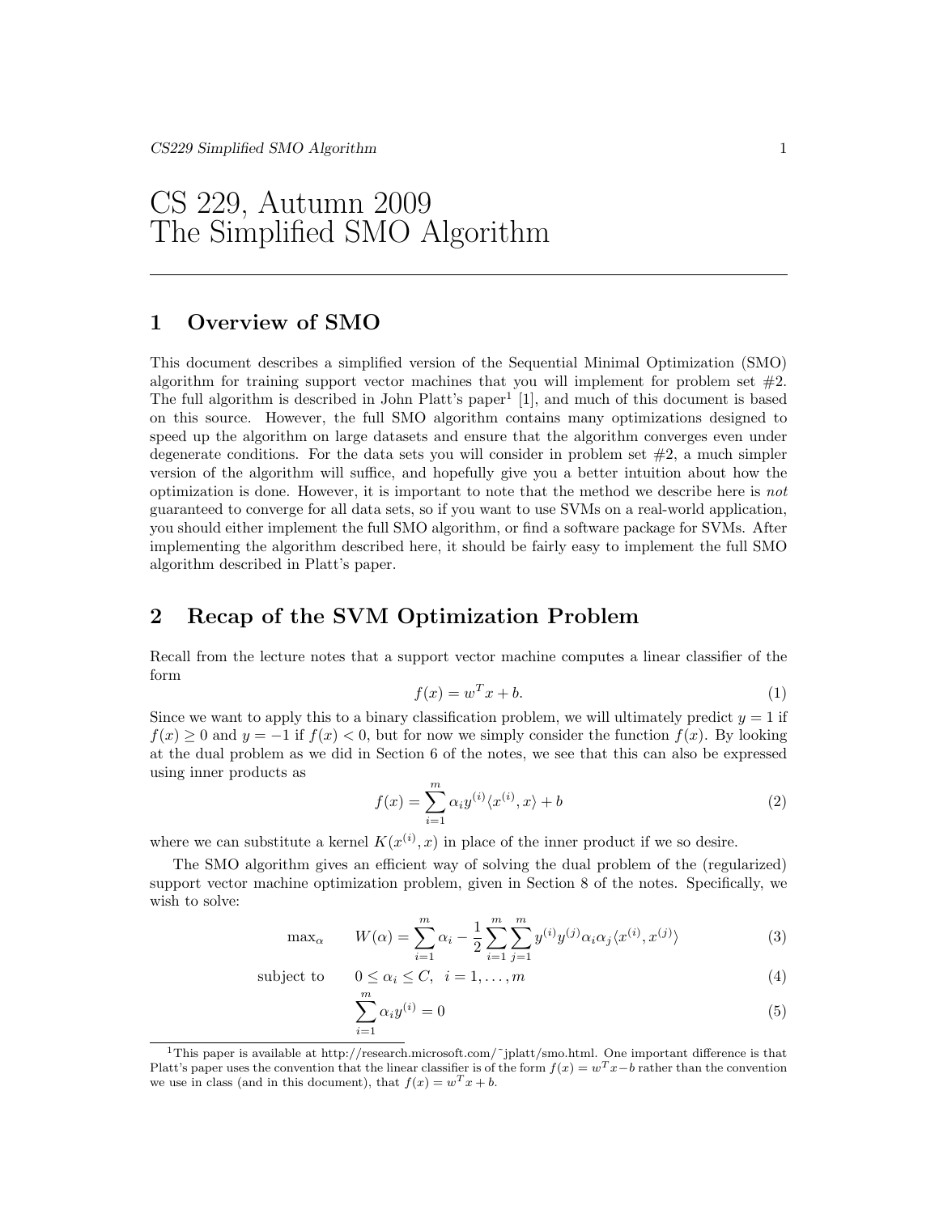# CS 229, Autumn 2009
# The Simplified SMO Algorithm

## 1 Overview of SMO

This document describes a simplified version of the Sequential Minimal Optimization (SMO) algorithm for training support vector machines that you will implement for problem set #2. The full algorithm is described in John Platt's paper[1] [1], and much of this document is based on this source. However, the full SMO algorithm contains many optimizations designed to speed up the algorithm on large datasets and ensure that the algorithm converges even under degenerate conditions. For the data sets you will consider in problem set #2, a much simpler version of the algorithm will suffice, and hopefully give you a better intuition about how the optimization is done. However, it is important to note that the method we describe here is *not* guaranteed to converge for all data sets, so if you want to use SVMs on a real-world application, you should either implement the full SMO algorithm, or find a software package for SVMs. After implementing the algorithm described here, it should be fairly easy to implement the full SMO algorithm described in Platt's paper.

## 2 Recap of the SVM Optimization Problem

Recall from the lecture notes that a support vector machine computes a linear classifier of the form

$$f(x) = w^T x + b. \tag{1}$$

Since we want to apply this to a binary classification problem, we will ultimately predict $y = 1$ if $f(x) \geq 0$ and $y = -1$ if $f(x) < 0$, but for now we simply consider the function $f(x)$. By looking at the dual problem as we did in Section 6 of the notes, we see that this can also be expressed using inner products as

$$f(x) = \sum_{i=1}^{m} \alpha_i y^{(i)} \langle x^{(i)}, x \rangle + b \tag{2}$$

where we can substitute a kernel $K(x^{(i)}, x)$ in place of the inner product if we so desire.

The SMO algorithm gives an efficient way of solving the dual problem of the (regularized) support vector machine optimization problem, given in Section 8 of the notes. Specifically, we wish to solve:

$$\max_{\alpha} \quad W(\alpha) = \sum_{i=1}^{m} \alpha_i - \frac{1}{2} \sum_{i=1}^{m} \sum_{j=1}^{m} y^{(i)} y^{(j)} \alpha_i \alpha_j \langle x^{(i)}, x^{(j)} \rangle \tag{3}$$

$$\text{subject to} \quad 0 \leq \alpha_i \leq C, \quad i = 1, \ldots, m \tag{4}$$

$$\sum_{i=1}^{m} \alpha_i y^{(i)} = 0 \tag{5}$$

[1] This paper is available at http://research.microsoft.com/˜jplatt/smo.html. One important difference is that Platt's paper uses the convention that the linear classifier is of the form $f(x) = w^T x - b$ rather than the convention we use in class (and in this document), that $f(x) = w^T x + b$.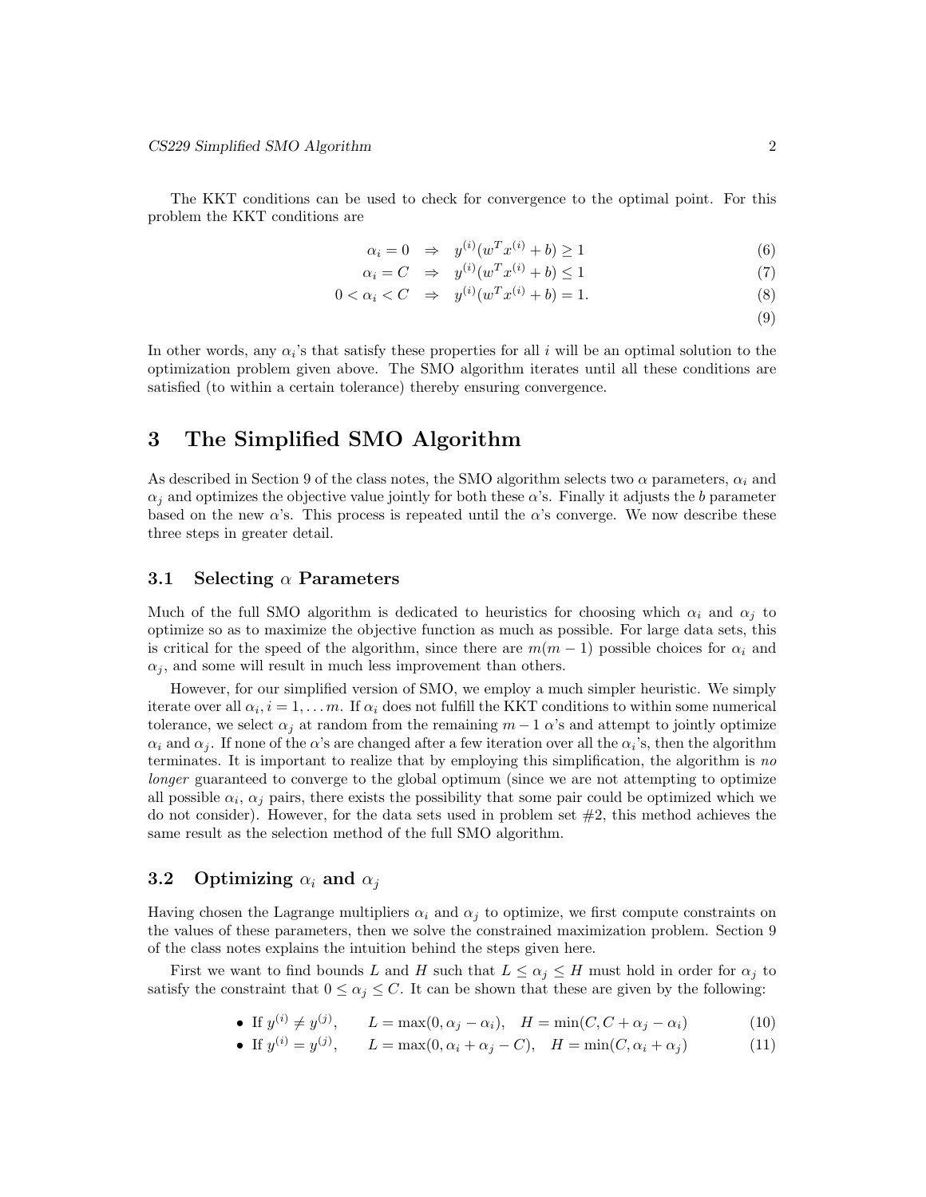The KKT conditions can be used to check for convergence to the optimal point. For this problem the KKT conditions are

$$\alpha_i = 0 \quad \Rightarrow \quad y^{(i)}(w^T x^{(i)} + b) \geq 1 \tag{6}$$

$$\alpha_i = C \quad \Rightarrow \quad y^{(i)}(w^T x^{(i)} + b) \leq 1 \tag{7}$$

$$0 < \alpha_i < C \quad \Rightarrow \quad y^{(i)}(w^T x^{(i)} + b) = 1. \tag{8}$$

$$\tag{9}$$

In other words, any $\alpha_i$'s that satisfy these properties for all $i$ will be an optimal solution to the optimization problem given above. The SMO algorithm iterates until all these conditions are satisfied (to within a certain tolerance) thereby ensuring convergence.

# 3 The Simplified SMO Algorithm

As described in Section 9 of the class notes, the SMO algorithm selects two $\alpha$ parameters, $\alpha_i$ and $\alpha_j$ and optimizes the objective value jointly for both these $\alpha$'s. Finally it adjusts the $b$ parameter based on the new $\alpha$'s. This process is repeated until the $\alpha$'s converge. We now describe these three steps in greater detail.

## 3.1 Selecting $\alpha$ Parameters

Much of the full SMO algorithm is dedicated to heuristics for choosing which $\alpha_i$ and $\alpha_j$ to optimize so as to maximize the objective function as much as possible. For large data sets, this is critical for the speed of the algorithm, since there are $m(m-1)$ possible choices for $\alpha_i$ and $\alpha_j$, and some will result in much less improvement than others.

However, for our simplified version of SMO, we employ a much simpler heuristic. We simply iterate over all $\alpha_i, i = 1, \ldots m$. If $\alpha_i$ does not fulfill the KKT conditions to within some numerical tolerance, we select $\alpha_j$ at random from the remaining $m - 1$ $\alpha$'s and attempt to jointly optimize $\alpha_i$ and $\alpha_j$. If none of the $\alpha$'s are changed after a few iteration over all the $\alpha_i$'s, then the algorithm terminates. It is important to realize that by employing this simplification, the algorithm is *no longer* guaranteed to converge to the global optimum (since we are not attempting to optimize all possible $\alpha_i$, $\alpha_j$ pairs, there exists the possibility that some pair could be optimized which we do not consider). However, for the data sets used in problem set #2, this method achieves the same result as the selection method of the full SMO algorithm.

## 3.2 Optimizing $\alpha_i$ and $\alpha_j$

Having chosen the Lagrange multipliers $\alpha_i$ and $\alpha_j$ to optimize, we first compute constraints on the values of these parameters, then we solve the constrained maximization problem. Section 9 of the class notes explains the intuition behind the steps given here.

First we want to find bounds $L$ and $H$ such that $L \leq \alpha_j \leq H$ must hold in order for $\alpha_j$ to satisfy the constraint that $0 \leq \alpha_j \leq C$. It can be shown that these are given by the following:

- If $y^{(i)} \neq y^{(j)}$, $\quad L = \max(0, \alpha_j - \alpha_i), \quad H = \min(C, C + \alpha_j - \alpha_i)$ (10)
- If $y^{(i)} = y^{(j)}$, $\quad L = \max(0, \alpha_i + \alpha_j - C), \quad H = \min(C, \alpha_i + \alpha_j)$ (11)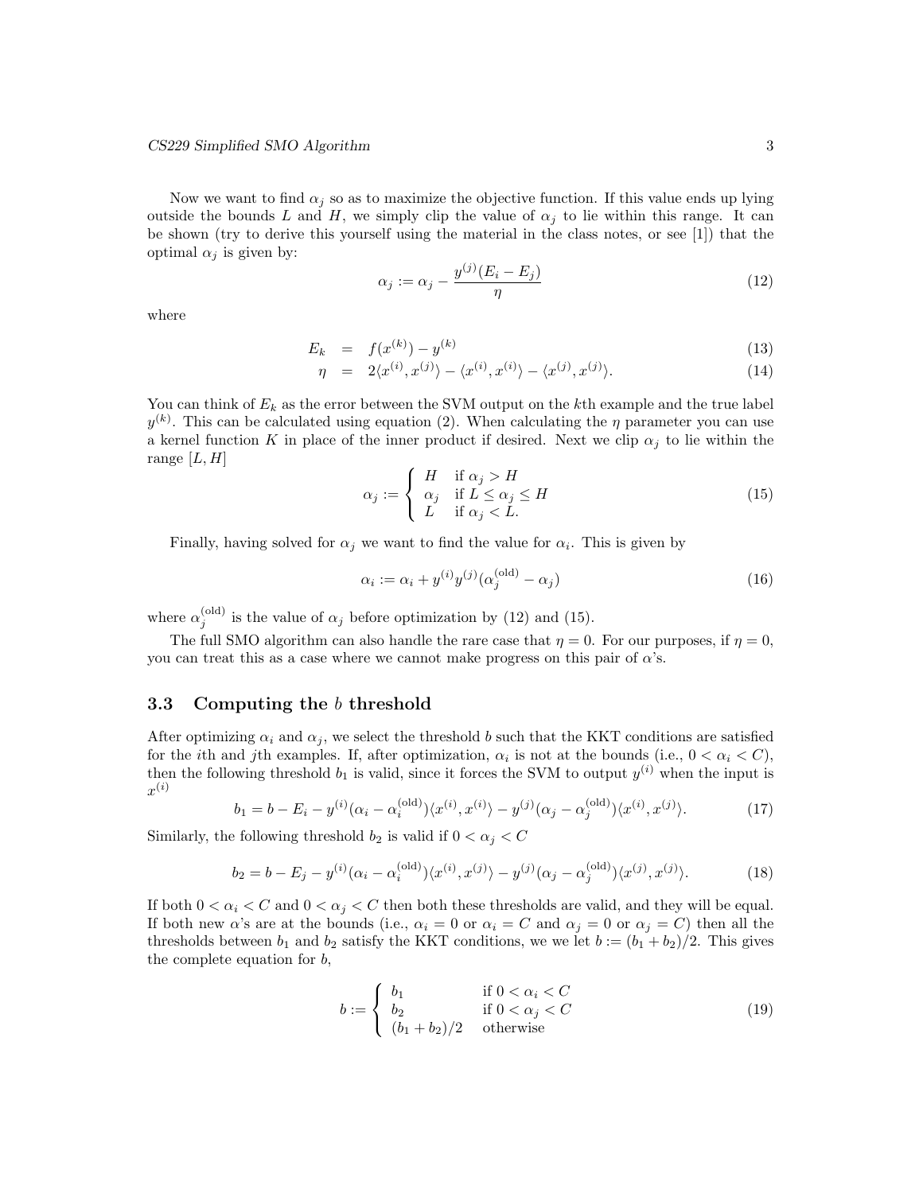Now we want to find $\alpha_j$ so as to maximize the objective function. If this value ends up lying outside the bounds $L$ and $H$, we simply clip the value of $\alpha_j$ to lie within this range. It can be shown (try to derive this yourself using the material in the class notes, or see [1]) that the optimal $\alpha_j$ is given by:

$$\alpha_j := \alpha_j - \frac{y^{(j)}(E_i - E_j)}{\eta} \tag{12}$$

where

$$E_k = f(x^{(k)}) - y^{(k)} \tag{13}$$

$$\eta = 2\langle x^{(i)}, x^{(j)}\rangle - \langle x^{(i)}, x^{(i)}\rangle - \langle x^{(j)}, x^{(j)}\rangle. \tag{14}$$

You can think of $E_k$ as the error between the SVM output on the $k$th example and the true label $y^{(k)}$. This can be calculated using equation (2). When calculating the $\eta$ parameter you can use a kernel function $K$ in place of the inner product if desired. Next we clip $\alpha_j$ to lie within the range $[L, H]$

$$\alpha_j := \begin{cases} H & \text{if } \alpha_j > H \\ \alpha_j & \text{if } L \leq \alpha_j \leq H \\ L & \text{if } \alpha_j < L. \end{cases} \tag{15}$$

Finally, having solved for $\alpha_j$ we want to find the value for $\alpha_i$. This is given by

$$\alpha_i := \alpha_i + y^{(i)}y^{(j)}(\alpha_j^{(\text{old})} - \alpha_j) \tag{16}$$

where $\alpha_j^{(\text{old})}$ is the value of $\alpha_j$ before optimization by (12) and (15).

The full SMO algorithm can also handle the rare case that $\eta = 0$. For our purposes, if $\eta = 0$, you can treat this as a case where we cannot make progress on this pair of $\alpha$'s.

### 3.3 Computing the $b$ threshold

After optimizing $\alpha_i$ and $\alpha_j$, we select the threshold $b$ such that the KKT conditions are satisfied for the $i$th and $j$th examples. If, after optimization, $\alpha_i$ is not at the bounds (i.e., $0 < \alpha_i < C$), then the following threshold $b_1$ is valid, since it forces the SVM to output $y^{(i)}$ when the input is $x^{(i)}$

$$b_1 = b - E_i - y^{(i)}(\alpha_i - \alpha_i^{(\text{old})})\langle x^{(i)}, x^{(i)}\rangle - y^{(j)}(\alpha_j - \alpha_j^{(\text{old})})\langle x^{(i)}, x^{(j)}\rangle. \tag{17}$$

Similarly, the following threshold $b_2$ is valid if $0 < \alpha_j < C$

$$b_2 = b - E_j - y^{(i)}(\alpha_i - \alpha_i^{(\text{old})})\langle x^{(i)}, x^{(j)}\rangle - y^{(j)}(\alpha_j - \alpha_j^{(\text{old})})\langle x^{(j)}, x^{(j)}\rangle. \tag{18}$$

If both $0 < \alpha_i < C$ and $0 < \alpha_j < C$ then both these thresholds are valid, and they will be equal. If both new $\alpha$'s are at the bounds (i.e., $\alpha_i = 0$ or $\alpha_i = C$ and $\alpha_j = 0$ or $\alpha_j = C$) then all the thresholds between $b_1$ and $b_2$ satisfy the KKT conditions, we we let $b := (b_1 + b_2)/2$. This gives the complete equation for $b$,

$$b := \begin{cases} b_1 & \text{if } 0 < \alpha_i < C \\ b_2 & \text{if } 0 < \alpha_j < C \\ (b_1 + b_2)/2 & \text{otherwise} \end{cases} \tag{19}$$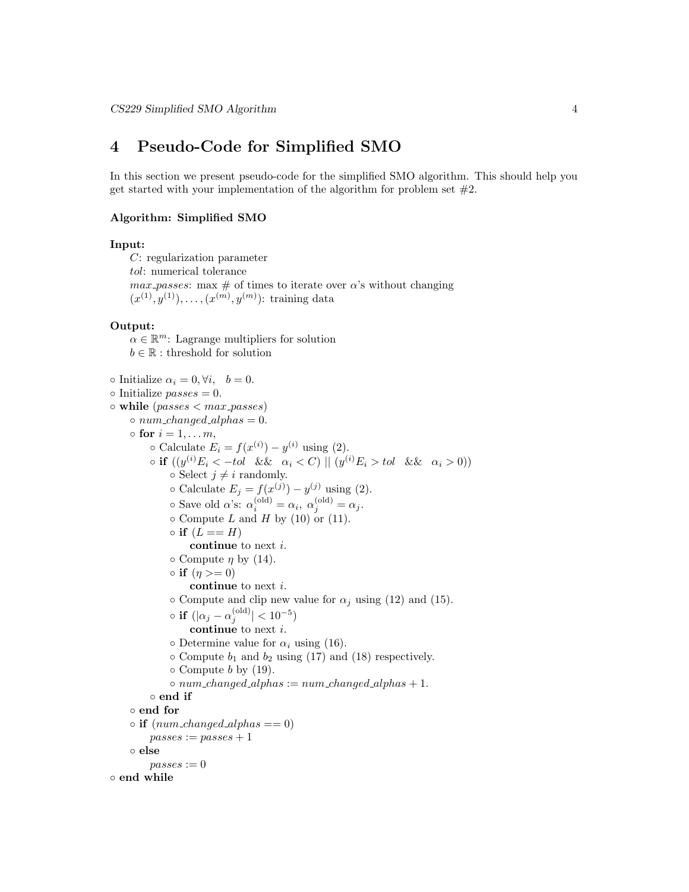# 4 Pseudo-Code for Simplified SMO

In this section we present pseudo-code for the simplified SMO algorithm. This should help you get started with your implementation of the algorithm for problem set #2.

**Algorithm: Simplified SMO**

**Input:**

$C$: regularization parameter
*tol*: numerical tolerance
*max_passes*: max # of times to iterate over $\alpha$'s without changing
$(x^{(1)}, y^{(1)}), \ldots, (x^{(m)}, y^{(m)})$: training data

**Output:**

$\alpha \in \mathbb{R}^m$: Lagrange multipliers for solution
$b \in \mathbb{R}$ : threshold for solution

- Initialize $\alpha_i = 0, \forall i, \quad b = 0$.
- Initialize $passes = 0$.
- **while** $(passes < max\_passes)$
  - $num\_changed\_alphas = 0$.
  - **for** $i = 1, \ldots m$,
    - Calculate $E_i = f(x^{(i)}) - y^{(i)}$ using (2).
    - **if** $((y^{(i)} E_i < -tol \;\; \&\& \;\; \alpha_i < C) \;||\; (y^{(i)} E_i > tol \;\; \&\& \;\; \alpha_i > 0))$
      - Select $j \neq i$ randomly.
      - Calculate $E_j = f(x^{(j)}) - y^{(j)}$ using (2).
      - Save old $\alpha$'s: $\alpha_i^{(\text{old})} = \alpha_i$, $\alpha_j^{(\text{old})} = \alpha_j$.
      - Compute $L$ and $H$ by (10) or (11).
      - **if** $(L == H)$
        **continue** to next $i$.
      - Compute $\eta$ by (14).
      - **if** $(\eta >= 0)$
        **continue** to next $i$.
      - Compute and clip new value for $\alpha_j$ using (12) and (15).
      - **if** $(|\alpha_j - \alpha_j^{(\text{old})}| < 10^{-5})$
        **continue** to next $i$.
      - Determine value for $\alpha_i$ using (16).
      - Compute $b_1$ and $b_2$ using (17) and (18) respectively.
      - Compute $b$ by (19).
      - $num\_changed\_alphas := num\_changed\_alphas + 1$.
    - **end if**
  - **end for**
  - **if** $(num\_changed\_alphas == 0)$
    $passes := passes + 1$
  - **else**
    $passes := 0$
- **end while**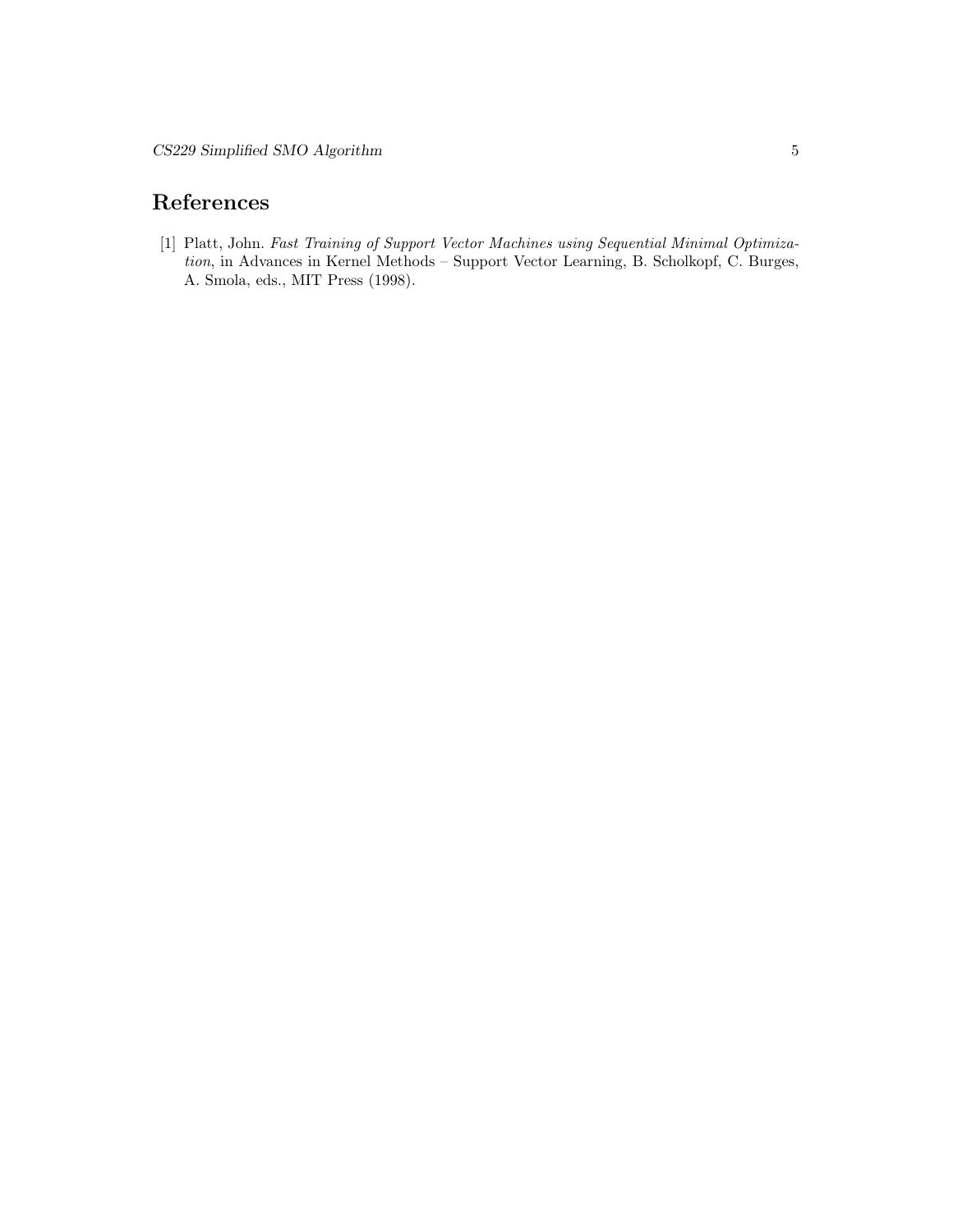# References

[1] Platt, John. *Fast Training of Support Vector Machines using Sequential Minimal Optimization*, in Advances in Kernel Methods – Support Vector Learning, B. Scholkopf, C. Burges, A. Smola, eds., MIT Press (1998).